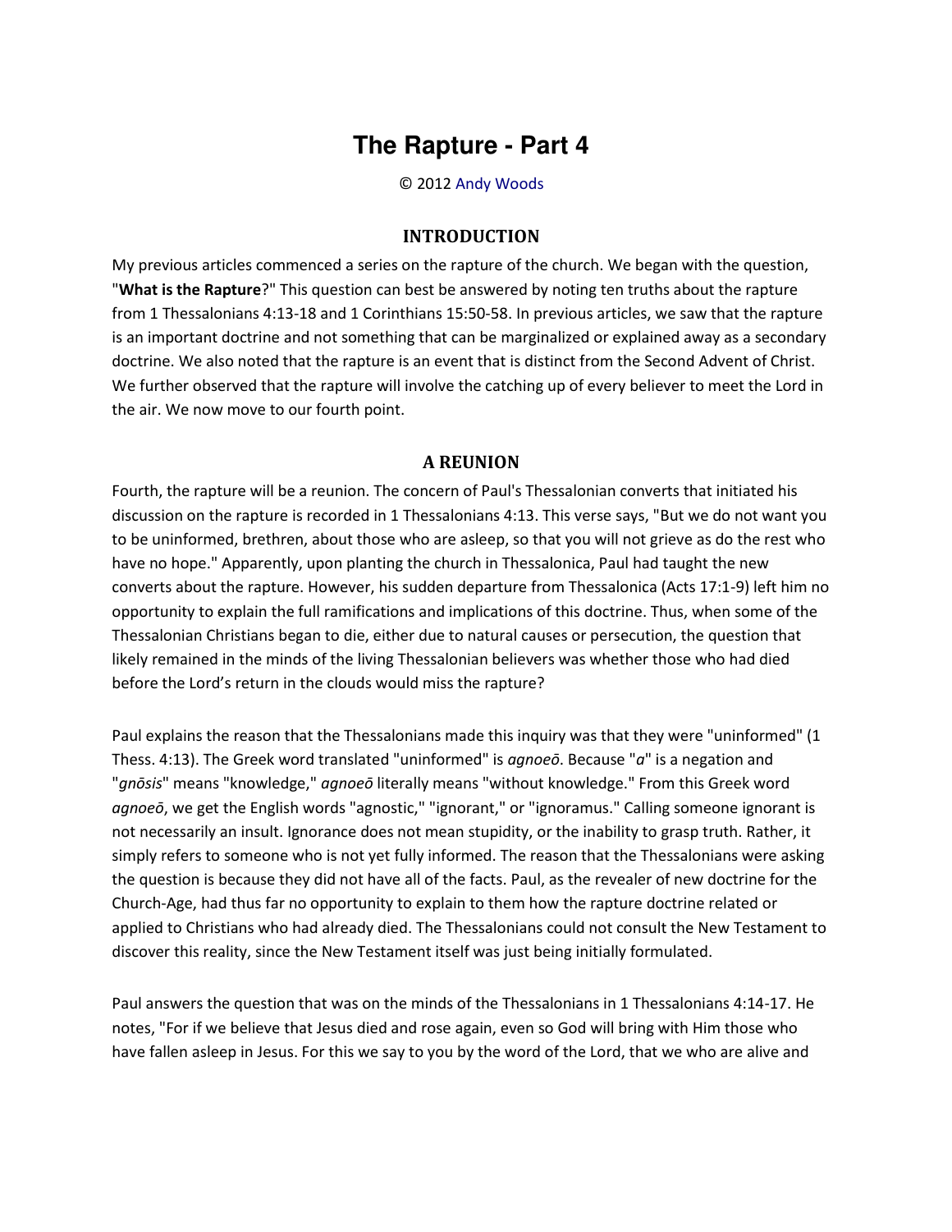# The Rapture - Part 4

© 2012 Andy Woods

## INTRODUCTION

My previous articles commenced a series on the rapture of the church. We began with the question, "**What is the Rapture**?" This question can best be answered by noting ten truths about the rapture from 1 Thessalonians 4:13-18 and 1 Corinthians 15:50-58. In previous articles, we saw that the rapture is an important doctrine and not something that can be marginalized or explained away as a secondary doctrine. We also noted that the rapture is an event that is distinct from the Second Advent of Christ. We further observed that the rapture will involve the catching up of every believer to meet the Lord in the air. We now move to our fourth point.

## A REUNION

Fourth, the rapture will be a reunion. The concern of Paul's Thessalonian converts that initiated his discussion on the rapture is recorded in 1 Thessalonians 4:13. This verse says, "But we do not want you to be uninformed, brethren, about those who are asleep, so that you will not grieve as do the rest who have no hope." Apparently, upon planting the church in Thessalonica, Paul had taught the new converts about the rapture. However, his sudden departure from Thessalonica (Acts 17:1-9) left him no opportunity to explain the full ramifications and implications of this doctrine. Thus, when some of the Thessalonian Christians began to die, either due to natural causes or persecution, the question that likely remained in the minds of the living Thessalonian believers was whether those who had died before the Lord's return in the clouds would miss the rapture?

Paul explains the reason that the Thessalonians made this inquiry was that they were "uninformed" (1 Thess. 4:13). The Greek word translated "uninformed" is *agnoeō*. Because "*a*" is a negation and "*gnōsis*" means "knowledge," *agnoeō* literally means "without knowledge." From this Greek word *agnoeō*, we get the English words "agnostic," "ignorant," or "ignoramus." Calling someone ignorant is not necessarily an insult. Ignorance does not mean stupidity, or the inability to grasp truth. Rather, it simply refers to someone who is not yet fully informed. The reason that the Thessalonians were asking the question is because they did not have all of the facts. Paul, as the revealer of new doctrine for the Church-Age, had thus far no opportunity to explain to them how the rapture doctrine related or applied to Christians who had already died. The Thessalonians could not consult the New Testament to discover this reality, since the New Testament itself was just being initially formulated.

Paul answers the question that was on the minds of the Thessalonians in 1 Thessalonians 4:14-17. He notes, "For if we believe that Jesus died and rose again, even so God will bring with Him those who have fallen asleep in Jesus. For this we say to you by the word of the Lord, that we who are alive and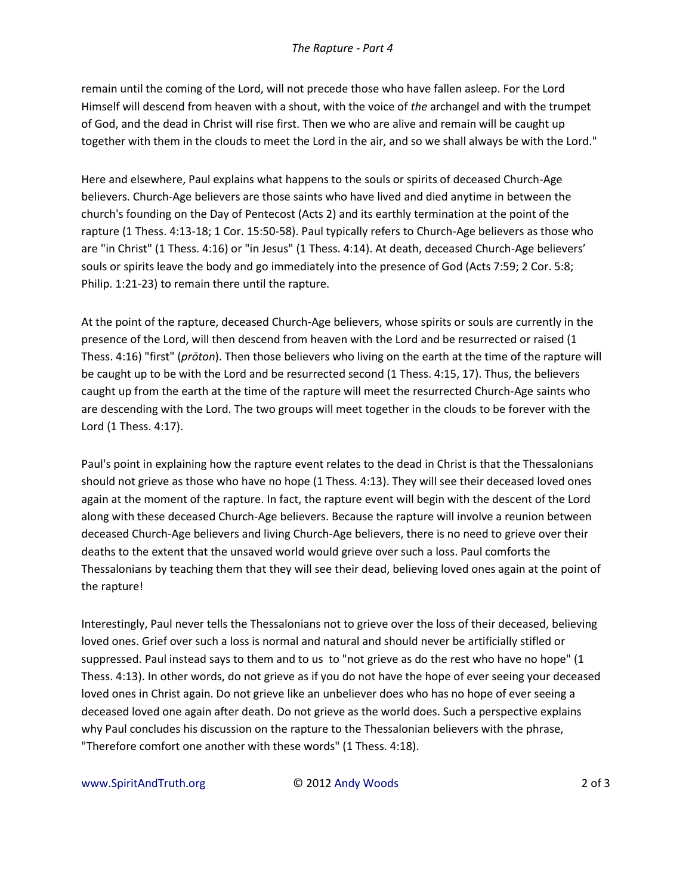remain until the coming of the Lord, will not precede those who have fallen asleep. For the Lord Himself will descend from heaven with a shout, with the voice of *the* archangel and with the trumpet of God, and the dead in Christ will rise first. Then we who are alive and remain will be caught up together with them in the clouds to meet the Lord in the air, and so we shall always be with the Lord."

Here and elsewhere, Paul explains what happens to the souls or spirits of deceased Church-Age believers. Church-Age believers are those saints who have lived and died anytime in between the church's founding on the Day of Pentecost (Acts 2) and its earthly termination at the point of the rapture (1 Thess. 4:13-18; 1 Cor. 15:50-58). Paul typically refers to Church-Age believers as those who are "in Christ" (1 Thess. 4:16) or "in Jesus" (1 Thess. 4:14). At death, deceased Church-Age believers' souls or spirits leave the body and go immediately into the presence of God (Acts 7:59; 2 Cor. 5:8; Philip. 1:21-23) to remain there until the rapture.

At the point of the rapture, deceased Church-Age believers, whose spirits or souls are currently in the presence of the Lord, will then descend from heaven with the Lord and be resurrected or raised (1 Thess. 4:16) "first" (*prōton*). Then those believers who living on the earth at the time of the rapture will be caught up to be with the Lord and be resurrected second (1 Thess. 4:15, 17). Thus, the believers caught up from the earth at the time of the rapture will meet the resurrected Church-Age saints who are descending with the Lord. The two groups will meet together in the clouds to be forever with the Lord (1 Thess. 4:17).

Paul's point in explaining how the rapture event relates to the dead in Christ is that the Thessalonians should not grieve as those who have no hope (1 Thess. 4:13). They will see their deceased loved ones again at the moment of the rapture. In fact, the rapture event will begin with the descent of the Lord along with these deceased Church-Age believers. Because the rapture will involve a reunion between deceased Church-Age believers and living Church-Age believers, there is no need to grieve over their deaths to the extent that the unsaved world would grieve over such a loss. Paul comforts the Thessalonians by teaching them that they will see their dead, believing loved ones again at the point of the rapture!

Interestingly, Paul never tells the Thessalonians not to grieve over the loss of their deceased, believing loved ones. Grief over such a loss is normal and natural and should never be artificially stifled or suppressed. Paul instead says to them and to us to "not grieve as do the rest who have no hope" (1 Thess. 4:13). In other words, do not grieve as if you do not have the hope of ever seeing your deceased loved ones in Christ again. Do not grieve like an unbeliever does who has no hope of ever seeing a deceased loved one again after death. Do not grieve as the world does. Such a perspective explains why Paul concludes his discussion on the rapture to the Thessalonian believers with the phrase, "Therefore comfort one another with these words" (1 Thess. 4:18).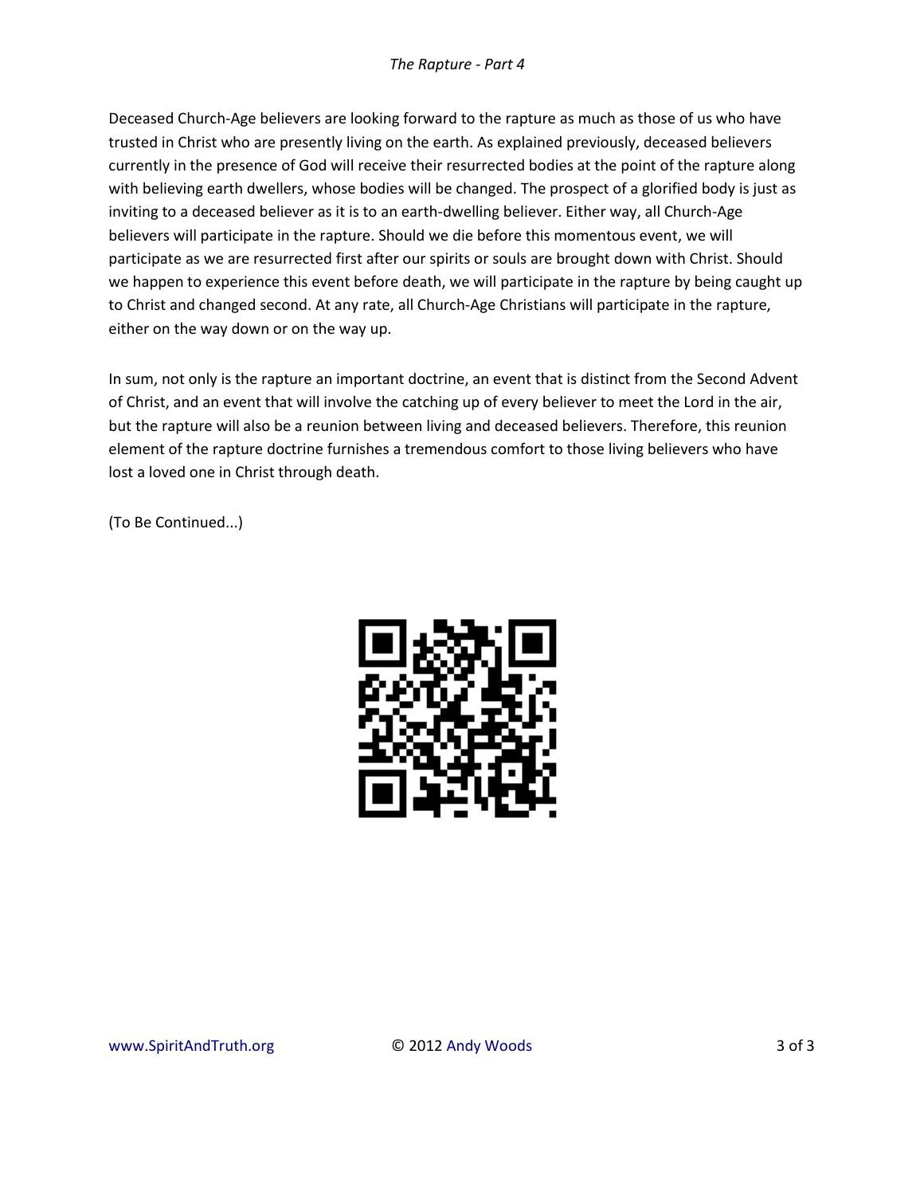Deceased Church-Age believers are looking forward to the rapture as much as those of us who have trusted in Christ who are presently living on the earth. As explained previously, deceased believers currently in the presence of God will receive their resurrected bodies at the point of the rapture along with believing earth dwellers, whose bodies will be changed. The prospect of a glorified body is just as inviting to a deceased believer as it is to an earth-dwelling believer. Either way, all Church-Age believers will participate in the rapture. Should we die before this momentous event, we will participate as we are resurrected first after our spirits or souls are brought down with Christ. Should we happen to experience this event before death, we will participate in the rapture by being caught up to Christ and changed second. At any rate, all Church-Age Christians will participate in the rapture, either on the way down or on the way up.

In sum, not only is the rapture an important doctrine, an event that is distinct from the Second Advent of Christ, and an event that will involve the catching up of every believer to meet the Lord in the air, but the rapture will also be a reunion between living and deceased believers. Therefore, this reunion element of the rapture doctrine furnishes a tremendous comfort to those living believers who have lost a loved one in Christ through death.

(To Be Continued...)